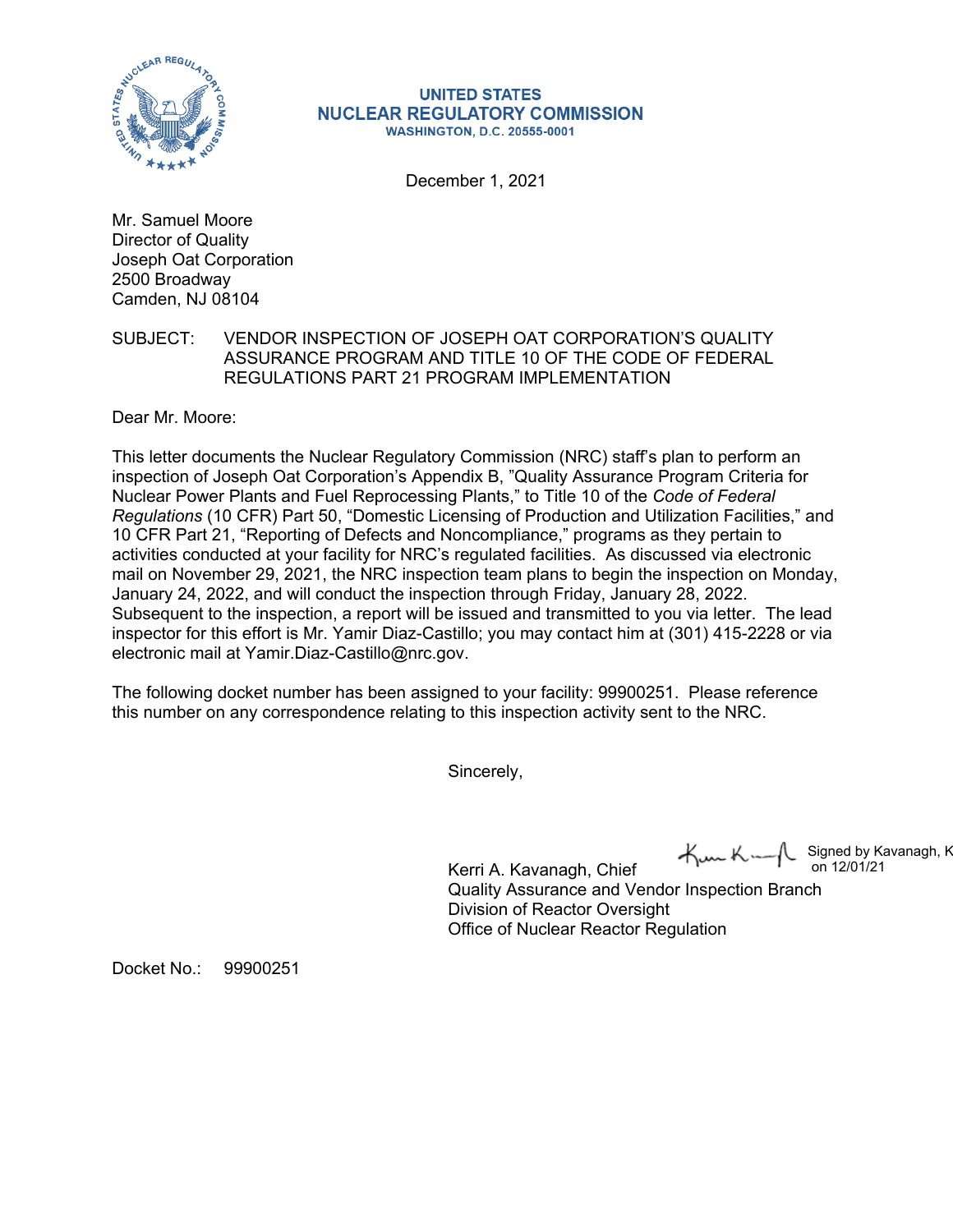**UNITED STATES**
**NUCLEAR REGULATORY COMMISSION**
**WASHINGTON, D.C. 20555-0001**

December 1, 2021

Mr. Samuel Moore
Director of Quality
Joseph Oat Corporation
2500 Broadway
Camden, NJ 08104

SUBJECT: VENDOR INSPECTION OF JOSEPH OAT CORPORATION'S QUALITY ASSURANCE PROGRAM AND TITLE 10 OF THE CODE OF FEDERAL REGULATIONS PART 21 PROGRAM IMPLEMENTATION

Dear Mr. Moore:

This letter documents the Nuclear Regulatory Commission (NRC) staff's plan to perform an inspection of Joseph Oat Corporation's Appendix B, "Quality Assurance Program Criteria for Nuclear Power Plants and Fuel Reprocessing Plants," to Title 10 of the *Code of Federal Regulations* (10 CFR) Part 50, "Domestic Licensing of Production and Utilization Facilities," and 10 CFR Part 21, "Reporting of Defects and Noncompliance," programs as they pertain to activities conducted at your facility for NRC's regulated facilities. As discussed via electronic mail on November 29, 2021, the NRC inspection team plans to begin the inspection on Monday, January 24, 2022, and will conduct the inspection through Friday, January 28, 2022. Subsequent to the inspection, a report will be issued and transmitted to you via letter. The lead inspector for this effort is Mr. Yamir Diaz-Castillo; you may contact him at (301) 415-2228 or via electronic mail at Yamir.Diaz-Castillo@nrc.gov.

The following docket number has been assigned to your facility: 99900251. Please reference this number on any correspondence relating to this inspection activity sent to the NRC.

Sincerely,

Signed by Kavanagh, K on 12/01/21

Kerri A. Kavanagh, Chief
Quality Assurance and Vendor Inspection Branch
Division of Reactor Oversight
Office of Nuclear Reactor Regulation

Docket No.: 99900251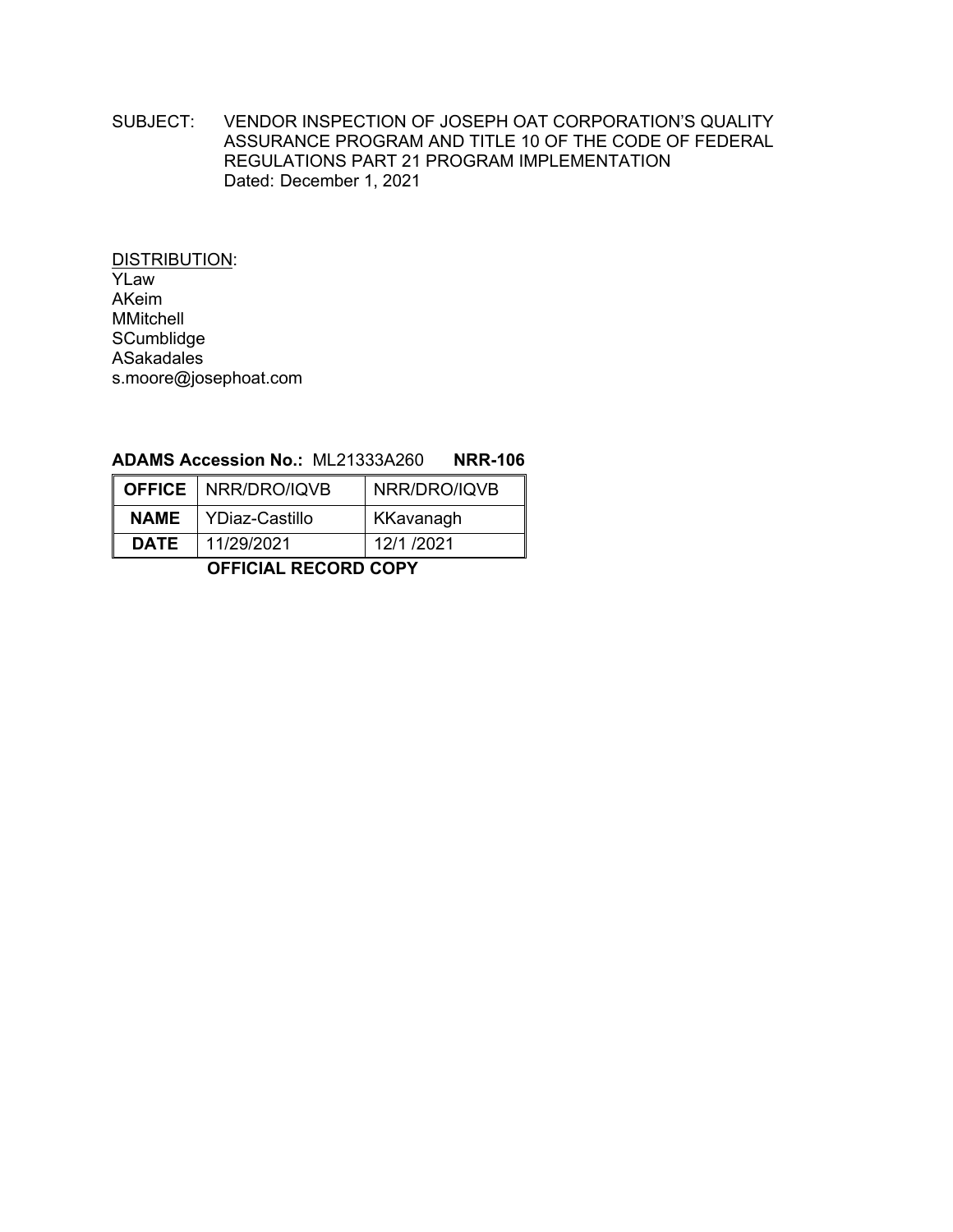SUBJECT: VENDOR INSPECTION OF JOSEPH OAT CORPORATION'S QUALITY ASSURANCE PROGRAM AND TITLE 10 OF THE CODE OF FEDERAL REGULATIONS PART 21 PROGRAM IMPLEMENTATION
Dated: December 1, 2021

DISTRIBUTION:
YLaw
AKeim
MMitchell
SCumblidge
ASakadales
s.moore@josephoat.com

**ADAMS Accession No.:** ML21333A260 **NRR-106**

| **OFFICE** | NRR/DRO/IQVB | NRR/DRO/IQVB |
|---|---|---|
| **NAME** | YDiaz-Castillo | KKavanagh |
| **DATE** | 11/29/2021 | 12/1 /2021 |

**OFFICIAL RECORD COPY**